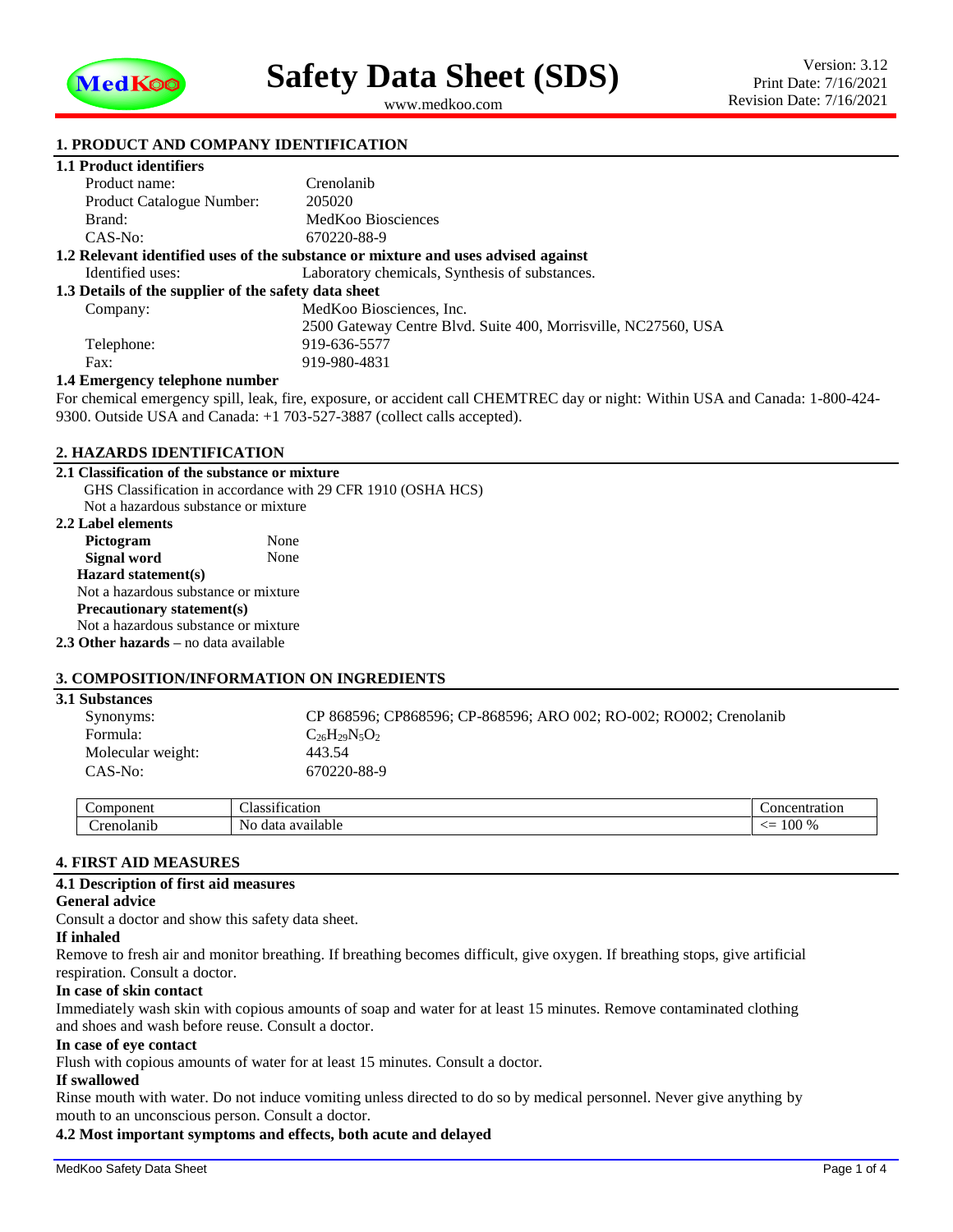# Safety Data Sheet (SDS)

www.medkoo.com

Version: 3.12
Print Date: 7/16/2021
Revision Date: 7/16/2021

## 1. PRODUCT AND COMPANY IDENTIFICATION

### 1.1 Product identifiers

| | |
|---|---|
| Product name: | Crenolanib |
| Product Catalogue Number: | 205020 |
| Brand: | MedKoo Biosciences |
| CAS-No: | 670220-88-9 |

### 1.2 Relevant identified uses of the substance or mixture and uses advised against

Identified uses: Laboratory chemicals, Synthesis of substances.

### 1.3 Details of the supplier of the safety data sheet

| | |
|---|---|
| Company: | MedKoo Biosciences, Inc. |
| | 2500 Gateway Centre Blvd. Suite 400, Morrisville, NC27560, USA |
| Telephone: | 919-636-5577 |
| Fax: | 919-980-4831 |

### 1.4 Emergency telephone number

For chemical emergency spill, leak, fire, exposure, or accident call CHEMTREC day or night: Within USA and Canada: 1-800-424-9300. Outside USA and Canada: +1 703-527-3887 (collect calls accepted).

## 2. HAZARDS IDENTIFICATION

### 2.1 Classification of the substance or mixture

GHS Classification in accordance with 29 CFR 1910 (OSHA HCS)
Not a hazardous substance or mixture

### 2.2 Label elements

**Pictogram** None
**Signal word** None

**Hazard statement(s)**
Not a hazardous substance or mixture

**Precautionary statement(s)**
Not a hazardous substance or mixture

**2.3 Other hazards** – no data available

## 3. COMPOSITION/INFORMATION ON INGREDIENTS

### 3.1 Substances

| | |
|---|---|
| Synonyms: | CP 868596; CP868596; CP-868596; ARO 002; RO-002; RO002; Crenolanib |
| Formula: | $C_{26}H_{29}N_5O_2$ |
| Molecular weight: | 443.54 |
| CAS-No: | 670220-88-9 |

| Component | Classification | Concentration |
|---|---|---|
| Crenolanib | No data available | <= 100 % |

## 4. FIRST AID MEASURES

### 4.1 Description of first aid measures

**General advice**
Consult a doctor and show this safety data sheet.

**If inhaled**
Remove to fresh air and monitor breathing. If breathing becomes difficult, give oxygen. If breathing stops, give artificial respiration. Consult a doctor.

**In case of skin contact**
Immediately wash skin with copious amounts of soap and water for at least 15 minutes. Remove contaminated clothing and shoes and wash before reuse. Consult a doctor.

**In case of eye contact**
Flush with copious amounts of water for at least 15 minutes. Consult a doctor.

**If swallowed**
Rinse mouth with water. Do not induce vomiting unless directed to do so by medical personnel. Never give anything by mouth to an unconscious person. Consult a doctor.

### 4.2 Most important symptoms and effects, both acute and delayed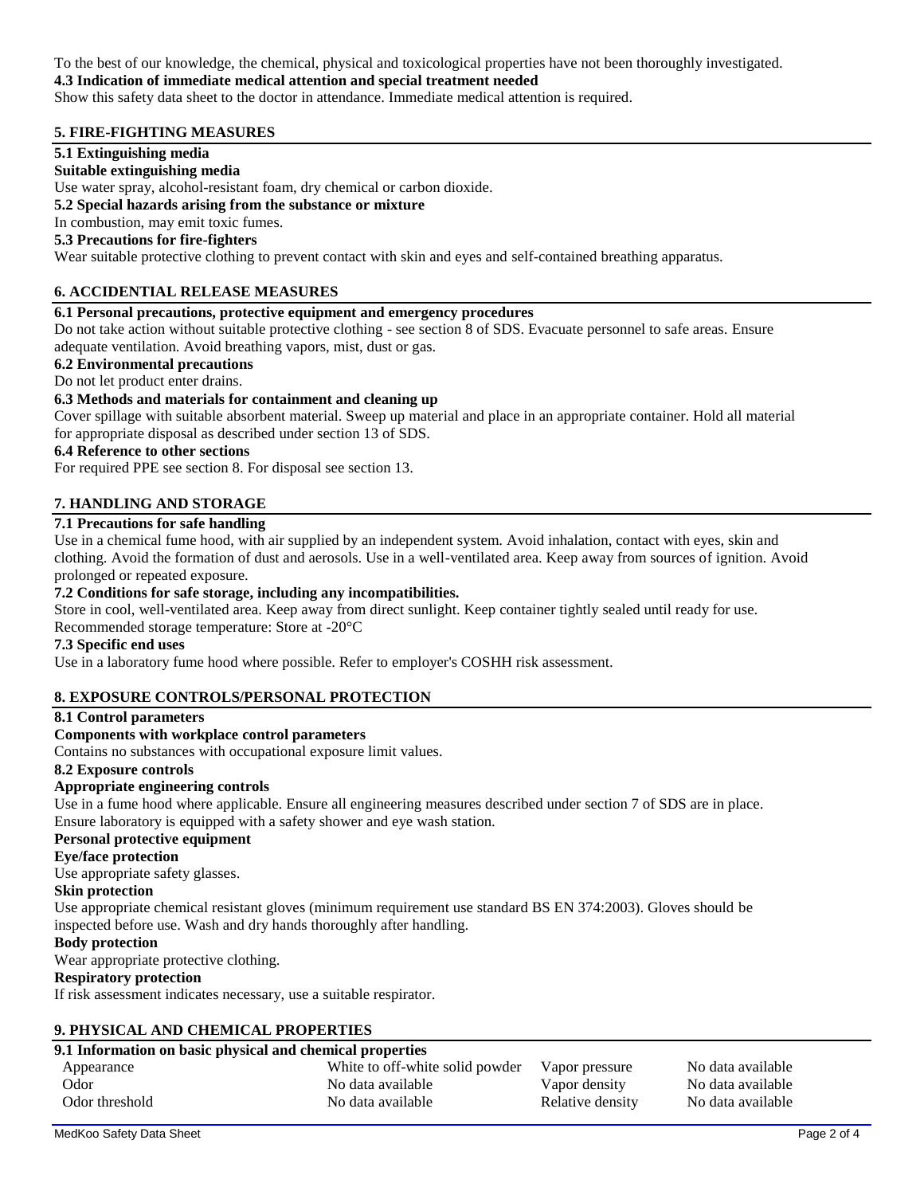To the best of our knowledge, the chemical, physical and toxicological properties have not been thoroughly investigated.

**4.3 Indication of immediate medical attention and special treatment needed**

Show this safety data sheet to the doctor in attendance. Immediate medical attention is required.

## 5. FIRE-FIGHTING MEASURES

**5.1 Extinguishing media**

**Suitable extinguishing media**

Use water spray, alcohol-resistant foam, dry chemical or carbon dioxide.

**5.2 Special hazards arising from the substance or mixture**

In combustion, may emit toxic fumes.

**5.3 Precautions for fire-fighters**

Wear suitable protective clothing to prevent contact with skin and eyes and self-contained breathing apparatus.

## 6. ACCIDENTIAL RELEASE MEASURES

**6.1 Personal precautions, protective equipment and emergency procedures**

Do not take action without suitable protective clothing - see section 8 of SDS. Evacuate personnel to safe areas. Ensure adequate ventilation. Avoid breathing vapors, mist, dust or gas.

**6.2 Environmental precautions**

Do not let product enter drains.

**6.3 Methods and materials for containment and cleaning up**

Cover spillage with suitable absorbent material. Sweep up material and place in an appropriate container. Hold all material for appropriate disposal as described under section 13 of SDS.

**6.4 Reference to other sections**

For required PPE see section 8. For disposal see section 13.

## 7. HANDLING AND STORAGE

**7.1 Precautions for safe handling**

Use in a chemical fume hood, with air supplied by an independent system. Avoid inhalation, contact with eyes, skin and clothing. Avoid the formation of dust and aerosols. Use in a well-ventilated area. Keep away from sources of ignition. Avoid prolonged or repeated exposure.

**7.2 Conditions for safe storage, including any incompatibilities.**

Store in cool, well-ventilated area. Keep away from direct sunlight. Keep container tightly sealed until ready for use.
Recommended storage temperature: Store at -20°C

**7.3 Specific end uses**

Use in a laboratory fume hood where possible. Refer to employer's COSHH risk assessment.

## 8. EXPOSURE CONTROLS/PERSONAL PROTECTION

**8.1 Control parameters**

**Components with workplace control parameters**

Contains no substances with occupational exposure limit values.

**8.2 Exposure controls**

**Appropriate engineering controls**

Use in a fume hood where applicable. Ensure all engineering measures described under section 7 of SDS are in place.
Ensure laboratory is equipped with a safety shower and eye wash station.

**Personal protective equipment**

**Eye/face protection**

Use appropriate safety glasses.

**Skin protection**

Use appropriate chemical resistant gloves (minimum requirement use standard BS EN 374:2003). Gloves should be inspected before use. Wash and dry hands thoroughly after handling.

**Body protection**

Wear appropriate protective clothing.

**Respiratory protection**

If risk assessment indicates necessary, use a suitable respirator.

## 9. PHYSICAL AND CHEMICAL PROPERTIES

**9.1 Information on basic physical and chemical properties**

| | | | |
|---|---|---|---|
| Appearance | White to off-white solid powder | Vapor pressure | No data available |
| Odor | No data available | Vapor density | No data available |
| Odor threshold | No data available | Relative density | No data available |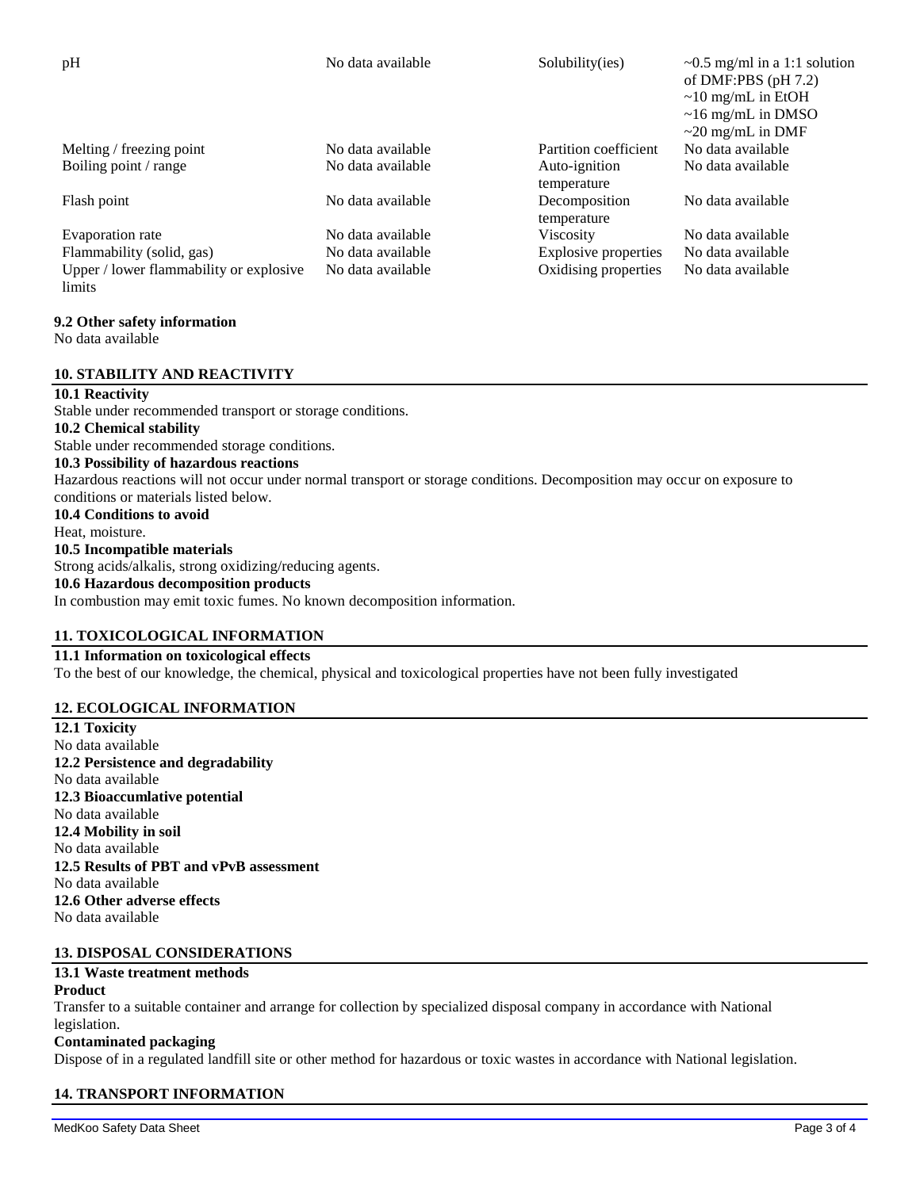| | | | |
|---|---|---|---|
| pH | No data available | Solubility(ies) | ~0.5 mg/ml in a 1:1 solution of DMF:PBS (pH 7.2)<br>~10 mg/mL in EtOH<br>~16 mg/mL in DMSO<br>~20 mg/mL in DMF |
| Melting / freezing point | No data available | Partition coefficient | No data available |
| Boiling point / range | No data available | Auto-ignition temperature | No data available |
| Flash point | No data available | Decomposition temperature | No data available |
| Evaporation rate | No data available | Viscosity | No data available |
| Flammability (solid, gas) | No data available | Explosive properties | No data available |
| Upper / lower flammability or explosive limits | No data available | Oxidising properties | No data available |

**9.2 Other safety information**
No data available

## 10. STABILITY AND REACTIVITY

**10.1 Reactivity**
Stable under recommended transport or storage conditions.

**10.2 Chemical stability**
Stable under recommended storage conditions.

**10.3 Possibility of hazardous reactions**
Hazardous reactions will not occur under normal transport or storage conditions. Decomposition may occur on exposure to conditions or materials listed below.

**10.4 Conditions to avoid**
Heat, moisture.

**10.5 Incompatible materials**
Strong acids/alkalis, strong oxidizing/reducing agents.

**10.6 Hazardous decomposition products**
In combustion may emit toxic fumes. No known decomposition information.

## 11. TOXICOLOGICAL INFORMATION

**11.1 Information on toxicological effects**
To the best of our knowledge, the chemical, physical and toxicological properties have not been fully investigated

## 12. ECOLOGICAL INFORMATION

**12.1 Toxicity**
No data available

**12.2 Persistence and degradability**
No data available

**12.3 Bioaccumlative potential**
No data available

**12.4 Mobility in soil**
No data available

**12.5 Results of PBT and vPvB assessment**
No data available

**12.6 Other adverse effects**
No data available

## 13. DISPOSAL CONSIDERATIONS

**13.1 Waste treatment methods**

**Product**
Transfer to a suitable container and arrange for collection by specialized disposal company in accordance with National legislation.

**Contaminated packaging**
Dispose of in a regulated landfill site or other method for hazardous or toxic wastes in accordance with National legislation.

## 14. TRANSPORT INFORMATION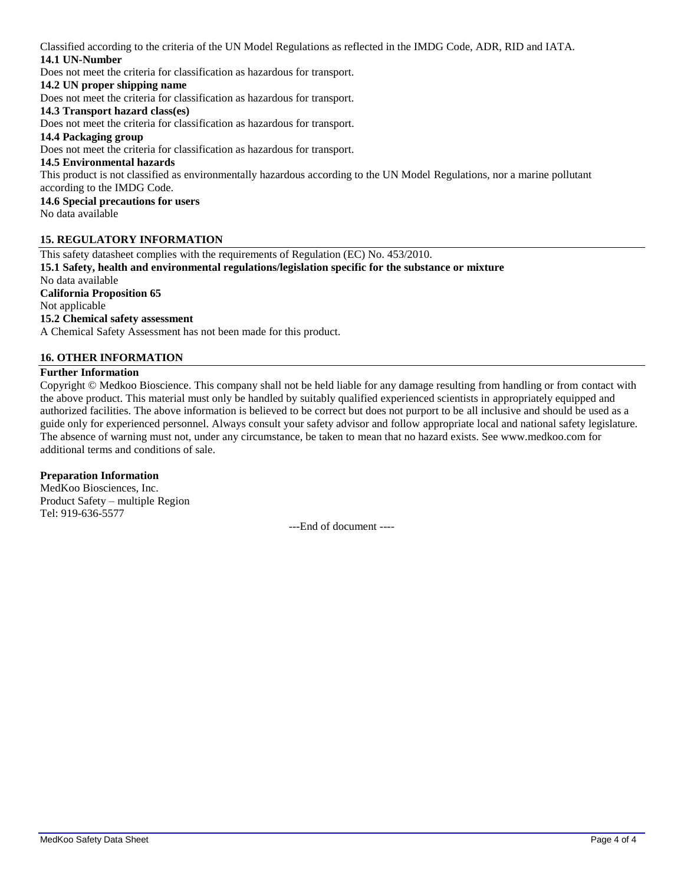Classified according to the criteria of the UN Model Regulations as reflected in the IMDG Code, ADR, RID and IATA.

**14.1 UN-Number**

Does not meet the criteria for classification as hazardous for transport.

**14.2 UN proper shipping name**

Does not meet the criteria for classification as hazardous for transport.

**14.3 Transport hazard class(es)**

Does not meet the criteria for classification as hazardous for transport.

**14.4 Packaging group**

Does not meet the criteria for classification as hazardous for transport.

**14.5 Environmental hazards**

This product is not classified as environmentally hazardous according to the UN Model Regulations, nor a marine pollutant according to the IMDG Code.

**14.6 Special precautions for users**

No data available

## 15. REGULATORY INFORMATION

This safety datasheet complies with the requirements of Regulation (EC) No. 453/2010.

**15.1 Safety, health and environmental regulations/legislation specific for the substance or mixture**

No data available

**California Proposition 65**

Not applicable

**15.2 Chemical safety assessment**

A Chemical Safety Assessment has not been made for this product.

## 16. OTHER INFORMATION

**Further Information**

Copyright © Medkoo Bioscience. This company shall not be held liable for any damage resulting from handling or from contact with the above product. This material must only be handled by suitably qualified experienced scientists in appropriately equipped and authorized facilities. The above information is believed to be correct but does not purport to be all inclusive and should be used as a guide only for experienced personnel. Always consult your safety advisor and follow appropriate local and national safety legislature. The absence of warning must not, under any circumstance, be taken to mean that no hazard exists. See www.medkoo.com for additional terms and conditions of sale.

**Preparation Information**

MedKoo Biosciences, Inc.
Product Safety – multiple Region
Tel: 919-636-5577

---End of document ----